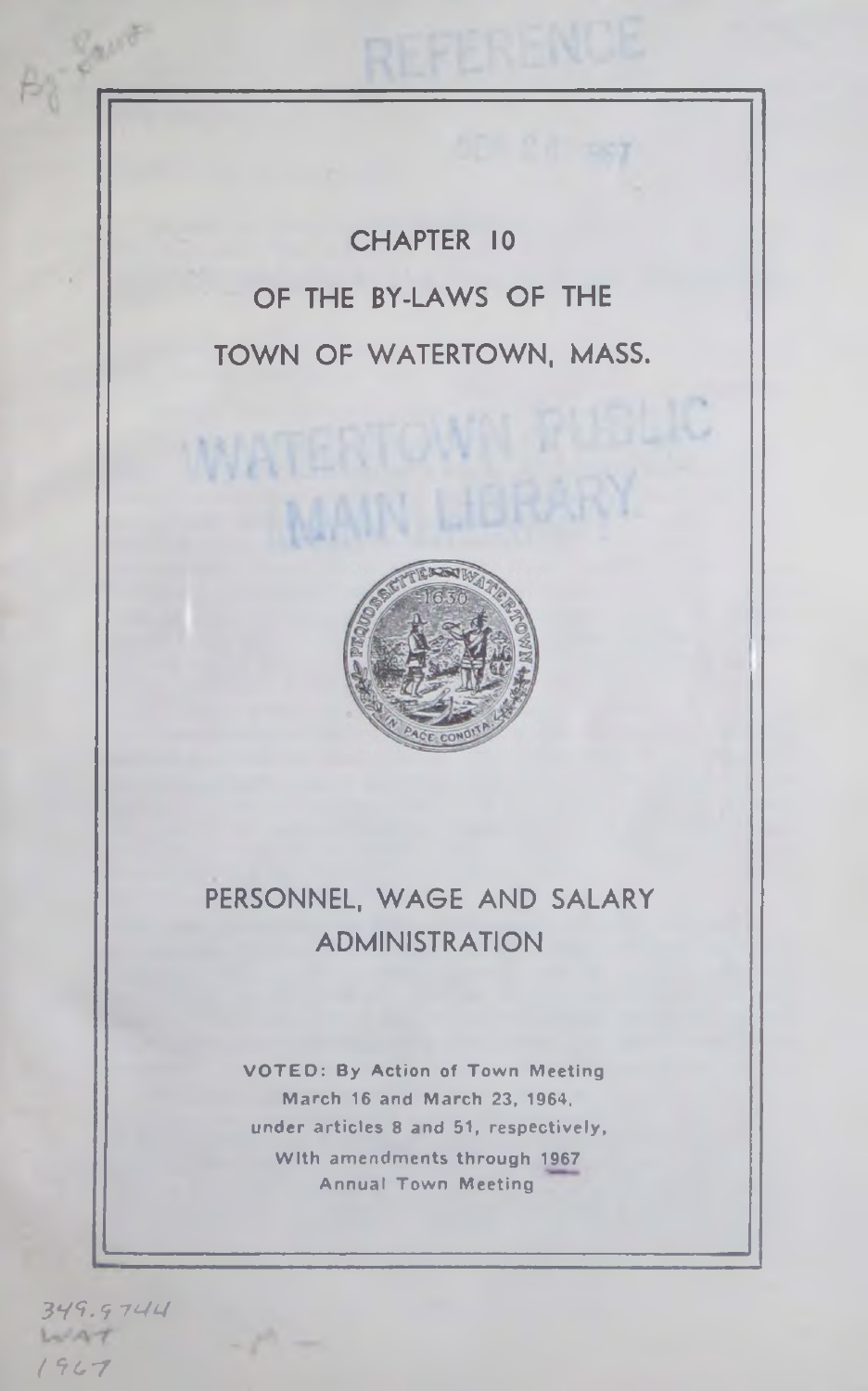# CHAPTER 10

# OF THE BY-LAWS OF THE

# TOWN OF WATERTOWN, MASS.

## PERSONNEL, WAGE AND SALARY ADMINISTRATION

**VOTED:** By Action of Town Meeting
March 16 and March 23, 1964,
under articles 8 and 51, respectively,
With amendments through 1967
Annual Town Meeting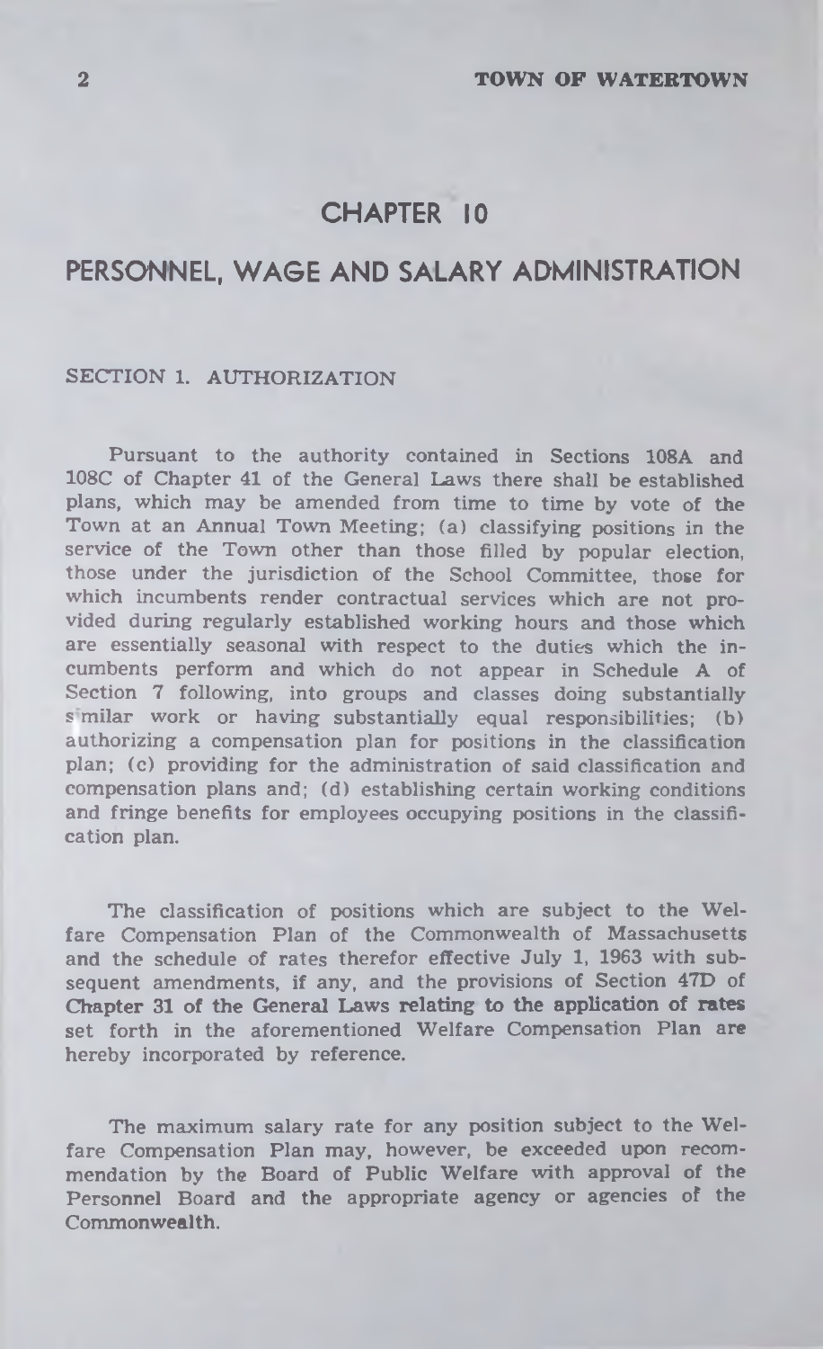# CHAPTER 10

## PERSONNEL, WAGE AND SALARY ADMINISTRATION

### SECTION 1. AUTHORIZATION

Pursuant to the authority contained in Sections 108A and 108C of Chapter 41 of the General Laws there shall be established plans, which may be amended from time to time by vote of the Town at an Annual Town Meeting; (a) classifying positions in the service of the Town other than those filled by popular election, those under the jurisdiction of the School Committee, those for which incumbents render contractual services which are not provided during regularly established working hours and those which are essentially seasonal with respect to the duties which the incumbents perform and which do not appear in Schedule A of Section 7 following, into groups and classes doing substantially similar work or having substantially equal responsibilities; (b) authorizing a compensation plan for positions in the classification plan; (c) providing for the administration of said classification and compensation plans and; (d) establishing certain working conditions and fringe benefits for employees occupying positions in the classification plan.

The classification of positions which are subject to the Welfare Compensation Plan of the Commonwealth of Massachusetts and the schedule of rates therefor effective July 1, 1963 with subsequent amendments, if any, and the provisions of Section 47D of Chapter 31 of the General Laws relating to the application of rates set forth in the aforementioned Welfare Compensation Plan are hereby incorporated by reference.

The maximum salary rate for any position subject to the Welfare Compensation Plan may, however, be exceeded upon recommendation by the Board of Public Welfare with approval of the Personnel Board and the appropriate agency or agencies of the Commonwealth.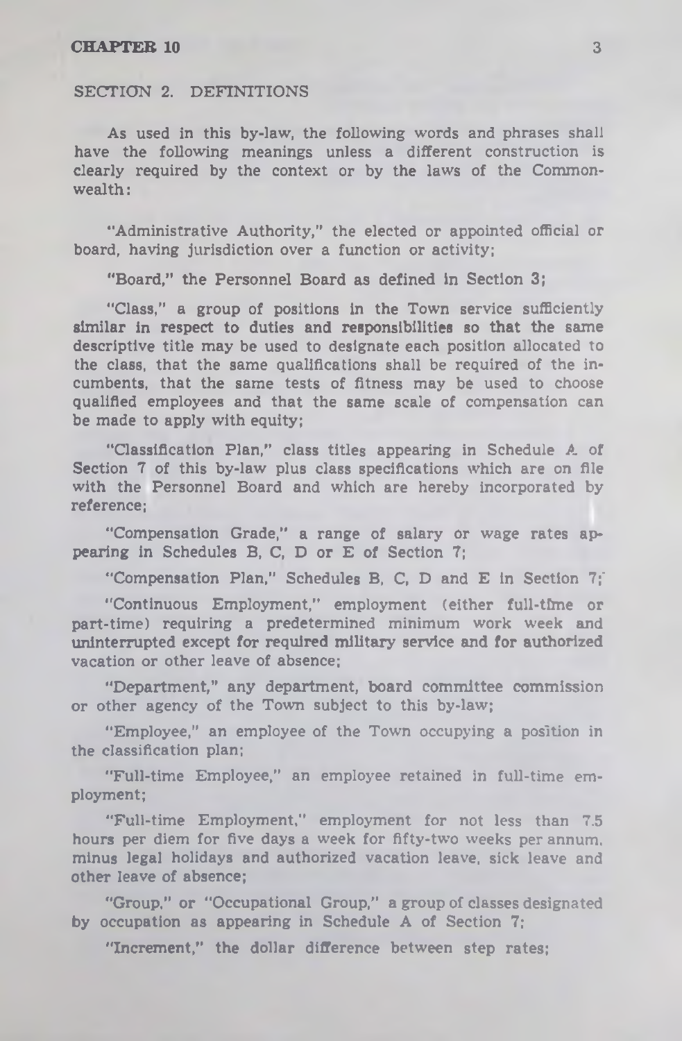## SECTION 2. DEFINITIONS

As used in this by-law, the following words and phrases shall have the following meanings unless a different construction is clearly required by the context or by the laws of the Commonwealth:

"Administrative Authority," the elected or appointed official or board, having jurisdiction over a function or activity;

"Board," the Personnel Board as defined in Section 3;

"Class," a group of positions in the Town service sufficiently similar in respect to duties and responsibilities so that the same descriptive title may be used to designate each position allocated to the class, that the same qualifications shall be required of the incumbents, that the same tests of fitness may be used to choose qualified employees and that the same scale of compensation can be made to apply with equity;

"Classification Plan," class titles appearing in Schedule A of Section 7 of this by-law plus class specifications which are on file with the Personnel Board and which are hereby incorporated by reference;

"Compensation Grade," a range of salary or wage rates appearing in Schedules B, C, D or E of Section 7;

"Compensation Plan," Schedules B, C, D and E in Section 7;

"Continuous Employment," employment (either full-time or part-time) requiring a predetermined minimum work week and uninterrupted except for required military service and for authorized vacation or other leave of absence;

"Department," any department, board committee commission or other agency of the Town subject to this by-law;

"Employee," an employee of the Town occupying a position in the classification plan;

"Full-time Employee," an employee retained in full-time employment;

"Full-time Employment," employment for not less than 7.5 hours per diem for five days a week for fifty-two weeks per annum, minus legal holidays and authorized vacation leave, sick leave and other leave of absence;

"Group," or "Occupational Group," a group of classes designated by occupation as appearing in Schedule A of Section 7;

"Increment," the dollar difference between step rates;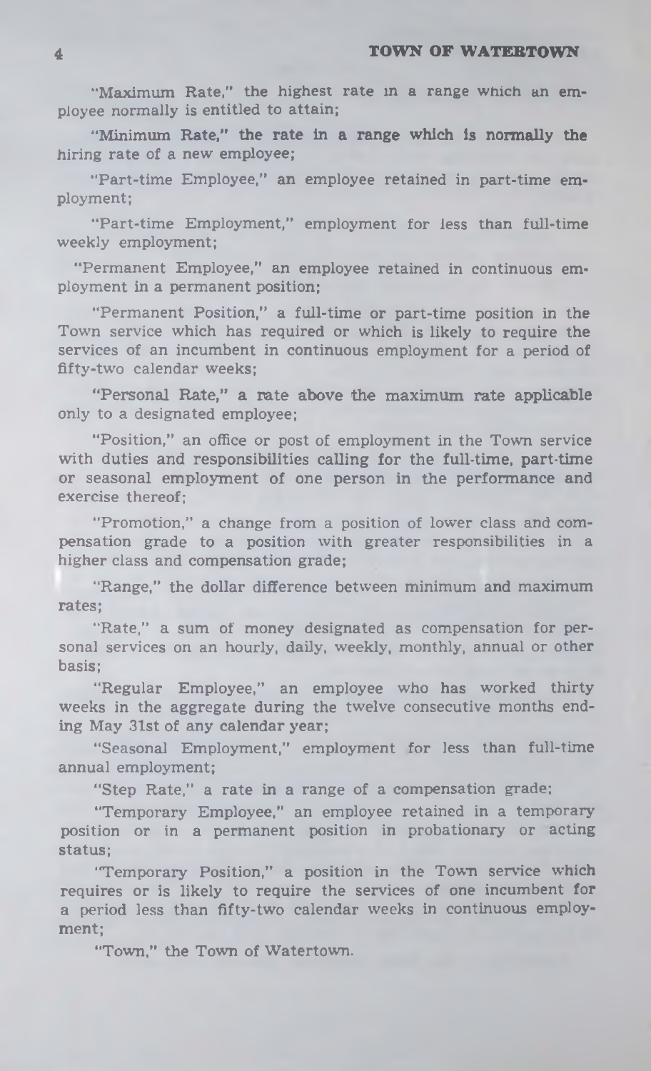"Maximum Rate," the highest rate in a range which an employee normally is entitled to attain;

"Minimum Rate," the rate in a range which is normally the hiring rate of a new employee;

"Part-time Employee," an employee retained in part-time employment;

"Part-time Employment," employment for less than full-time weekly employment;

"Permanent Employee," an employee retained in continuous employment in a permanent position;

"Permanent Position," a full-time or part-time position in the Town service which has required or which is likely to require the services of an incumbent in continuous employment for a period of fifty-two calendar weeks;

"Personal Rate," a rate above the maximum rate applicable only to a designated employee;

"Position," an office or post of employment in the Town service with duties and responsibilities calling for the full-time, part-time or seasonal employment of one person in the performance and exercise thereof;

"Promotion," a change from a position of lower class and compensation grade to a position with greater responsibilities in a higher class and compensation grade;

"Range," the dollar difference between minimum and maximum rates;

"Rate," a sum of money designated as compensation for personal services on an hourly, daily, weekly, monthly, annual or other basis;

"Regular Employee," an employee who has worked thirty weeks in the aggregate during the twelve consecutive months ending May 31st of any calendar year;

"Seasonal Employment," employment for less than full-time annual employment;

"Step Rate," a rate in a range of a compensation grade;

"Temporary Employee," an employee retained in a temporary position or in a permanent position in probationary or acting status;

"Temporary Position," a position in the Town service which requires or is likely to require the services of one incumbent for a period less than fifty-two calendar weeks in continuous employment;

"Town," the Town of Watertown.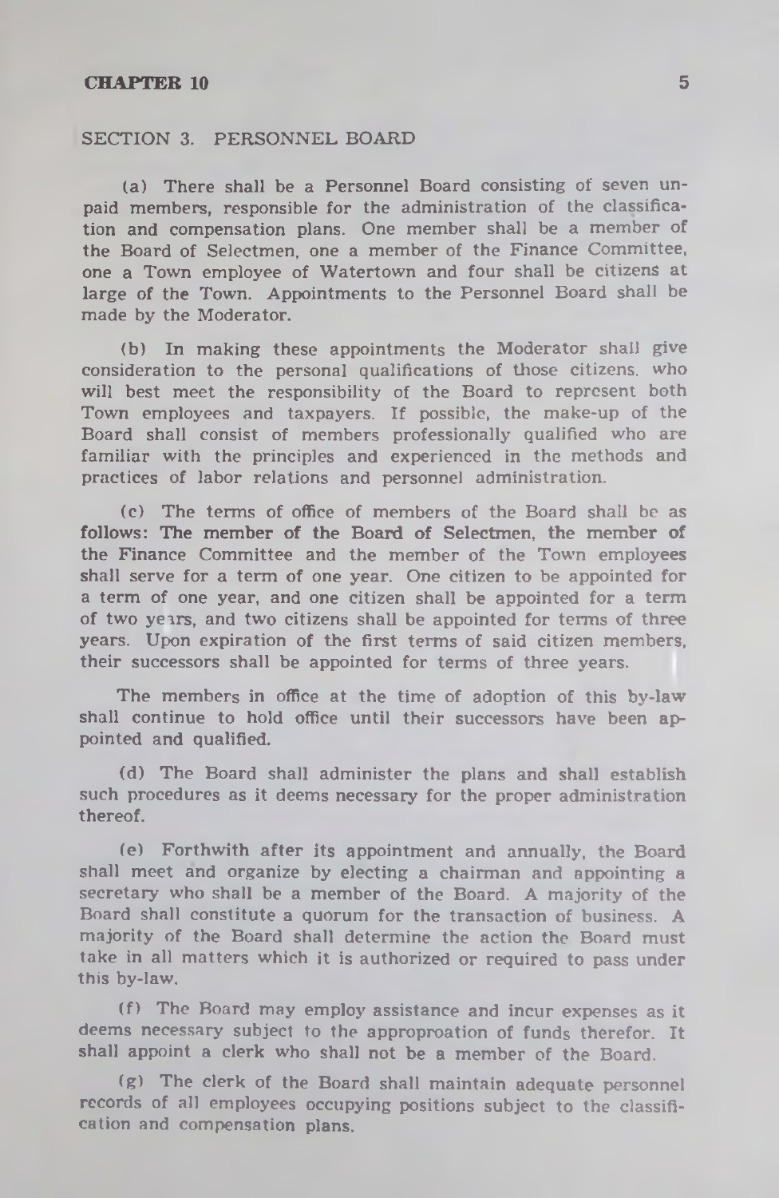## SECTION 3. PERSONNEL BOARD

(a) There shall be a Personnel Board consisting of seven unpaid members, responsible for the administration of the classification and compensation plans. One member shall be a member of the Board of Selectmen, one a member of the Finance Committee, one a Town employee of Watertown and four shall be citizens at large of the Town. Appointments to the Personnel Board shall be made by the Moderator.

(b) In making these appointments the Moderator shall give consideration to the personal qualifications of those citizens who will best meet the responsibility of the Board to represent both Town employees and taxpayers. If possible, the make-up of the Board shall consist of members professionally qualified who are familiar with the principles and experienced in the methods and practices of labor relations and personnel administration.

(c) The terms of office of members of the Board shall be as follows: The member of the Board of Selectmen, the member of the Finance Committee and the member of the Town employees shall serve for a term of one year. One citizen to be appointed for a term of one year, and one citizen shall be appointed for a term of two years, and two citizens shall be appointed for terms of three years. Upon expiration of the first terms of said citizen members, their successors shall be appointed for terms of three years.

The members in office at the time of adoption of this by-law shall continue to hold office until their successors have been appointed and qualified.

(d) The Board shall administer the plans and shall establish such procedures as it deems necessary for the proper administration thereof.

(e) Forthwith after its appointment and annually, the Board shall meet and organize by electing a chairman and appointing a secretary who shall be a member of the Board. A majority of the Board shall constitute a quorum for the transaction of business. A majority of the Board shall determine the action the Board must take in all matters which it is authorized or required to pass under this by-law.

(f) The Board may employ assistance and incur expenses as it deems necessary subject to the approproation of funds therefor. It shall appoint a clerk who shall not be a member of the Board.

(g) The clerk of the Board shall maintain adequate personnel records of all employees occupying positions subject to the classification and compensation plans.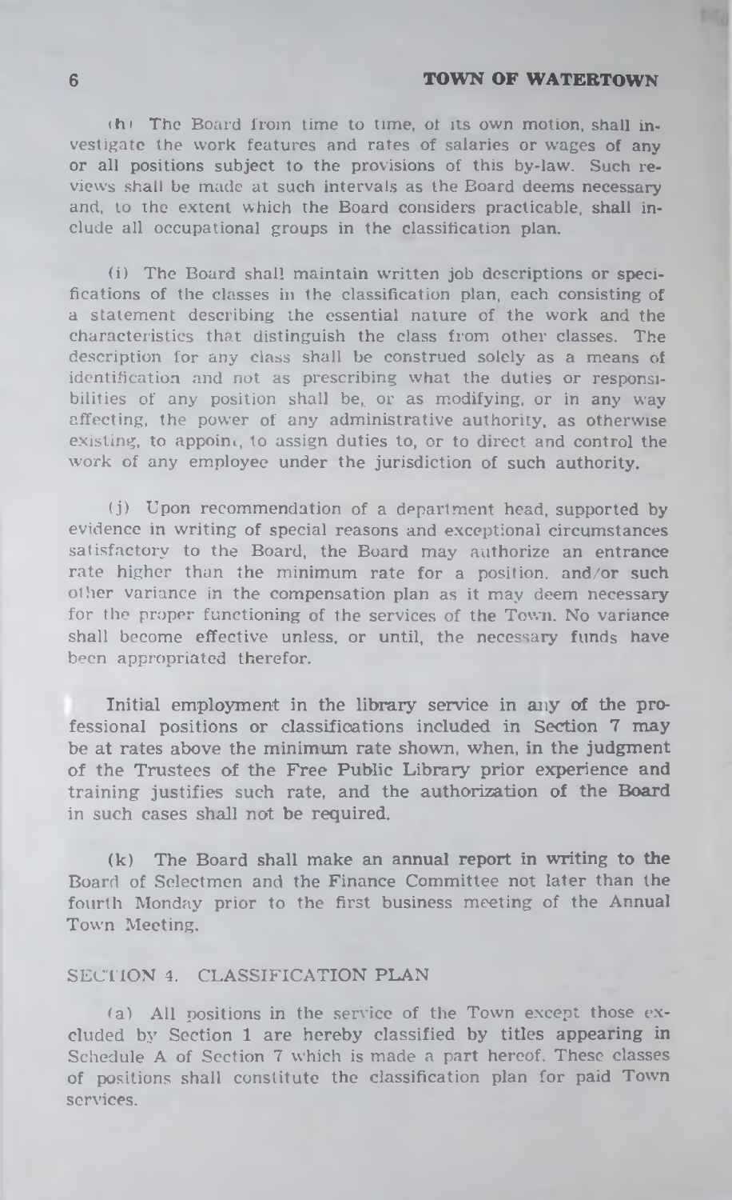(h) The Board from time to time, of its own motion, shall investigate the work features and rates of salaries or wages of any or all positions subject to the provisions of this by-law. Such reviews shall be made at such intervals as the Board deems necessary and, to the extent which the Board considers practicable, shall include all occupational groups in the classification plan.

(i) The Board shall maintain written job descriptions or specifications of the classes in the classification plan, each consisting of a statement describing the essential nature of the work and the characteristics that distinguish the class from other classes. The description for any class shall be construed solely as a means of identification and not as prescribing what the duties or responsibilities of any position shall be, or as modifying, or in any way affecting, the power of any administrative authority, as otherwise existing, to appoint, to assign duties to, or to direct and control the work of any employee under the jurisdiction of such authority.

(j) Upon recommendation of a department head, supported by evidence in writing of special reasons and exceptional circumstances satisfactory to the Board, the Board may authorize an entrance rate higher than the minimum rate for a position, and/or such other variance in the compensation plan as it may deem necessary for the proper functioning of the services of the Town. No variance shall become effective unless, or until, the necessary funds have been appropriated therefor.

Initial employment in the library service in any of the professional positions or classifications included in Section 7 may be at rates above the minimum rate shown, when, in the judgment of the Trustees of the Free Public Library prior experience and training justifies such rate, and the authorization of the Board in such cases shall not be required.

(k) The Board shall make an annual report in writing to the Board of Selectmen and the Finance Committee not later than the fourth Monday prior to the first business meeting of the Annual Town Meeting.

## SECTION 4. CLASSIFICATION PLAN

(a) All positions in the service of the Town except those excluded by Section 1 are hereby classified by titles appearing in Schedule A of Section 7 which is made a part hereof. These classes of positions shall constitute the classification plan for paid Town services.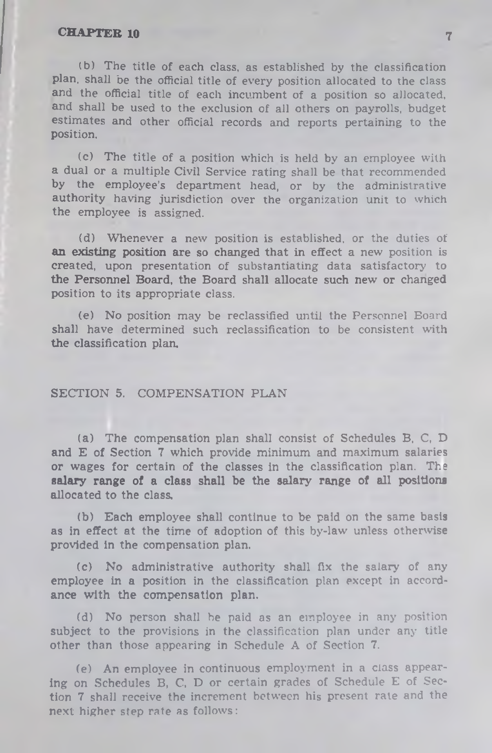(b) The title of each class, as established by the classification plan, shall be the official title of every position allocated to the class and the official title of each incumbent of a position so allocated, and shall be used to the exclusion of all others on payrolls, budget estimates and other official records and reports pertaining to the position.

(c) The title of a position which is held by an employee with a dual or a multiple Civil Service rating shall be that recommended by the employee's department head, or by the administrative authority having jurisdiction over the organization unit to which the employee is assigned.

(d) Whenever a new position is established, or the duties of an existing position are so changed that in effect a new position is created, upon presentation of substantiating data satisfactory to the Personnel Board, the Board shall allocate such new or changed position to its appropriate class.

(e) No position may be reclassified until the Personnel Board shall have determined such reclassification to be consistent with the classification plan.

## SECTION 5. COMPENSATION PLAN

(a) The compensation plan shall consist of Schedules B, C, D and E of Section 7 which provide minimum and maximum salaries or wages for certain of the classes in the classification plan. The salary range of a class shall be the salary range of all positions allocated to the class.

(b) Each employee shall continue to be paid on the same basis as in effect at the time of adoption of this by-law unless otherwise provided in the compensation plan.

(c) No administrative authority shall fix the salary of any employee in a position in the classification plan except in accordance with the compensation plan.

(d) No person shall be paid as an employee in any position subject to the provisions in the classification plan under any title other than those appearing in Schedule A of Section 7.

(e) An employee in continuous employment in a class appearing on Schedules B, C, D or certain grades of Schedule E of Section 7 shall receive the increment between his present rate and the next higher step rate as follows: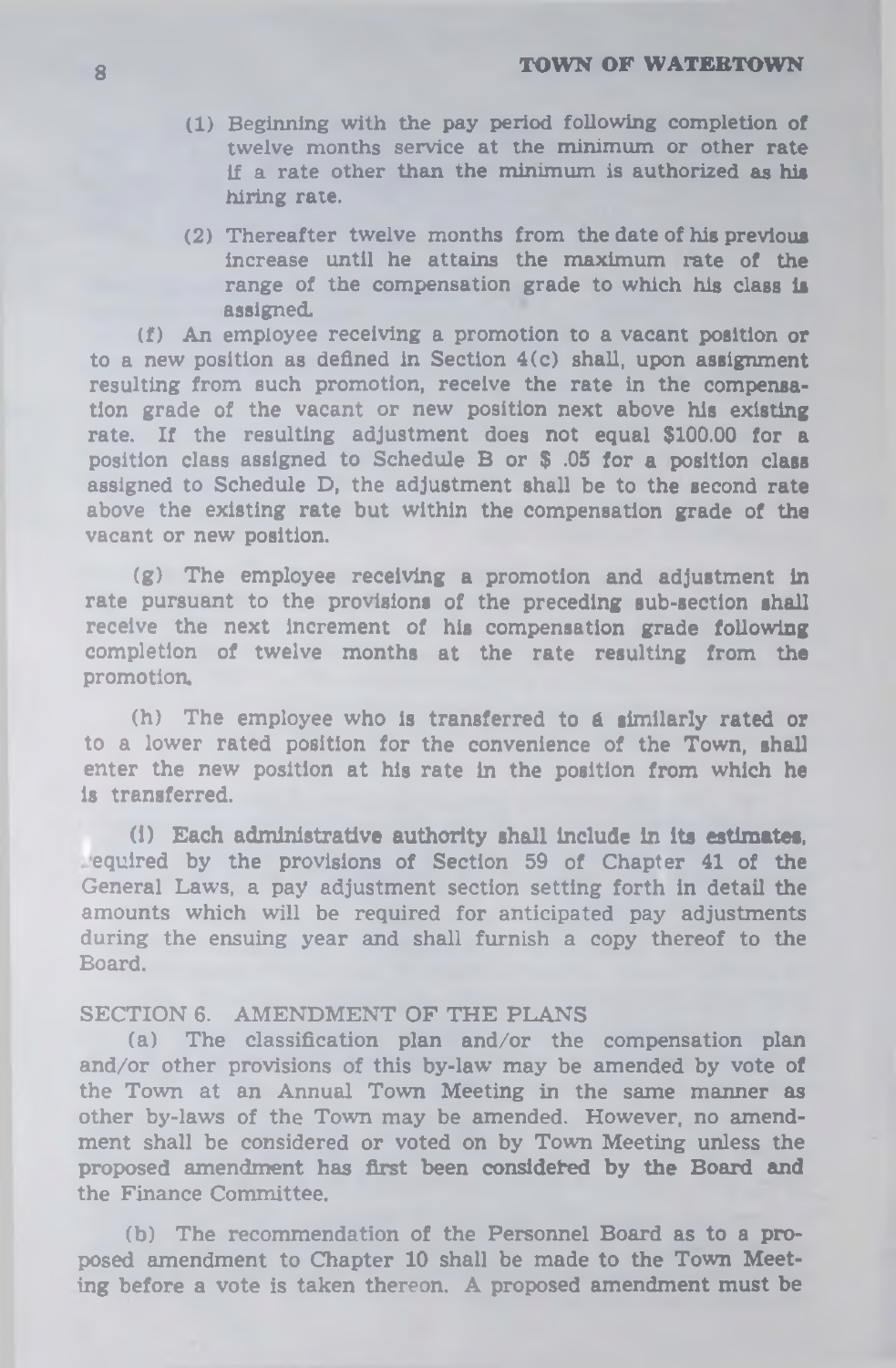(1) Beginning with the pay period following completion of twelve months service at the minimum or other rate if a rate other than the minimum is authorized as his hiring rate.

(2) Thereafter twelve months from the date of his previous increase until he attains the maximum rate of the range of the compensation grade to which his class is assigned.

(f) An employee receiving a promotion to a vacant position or to a new position as defined in Section 4(c) shall, upon assignment resulting from such promotion, receive the rate in the compensation grade of the vacant or new position next above his existing rate. If the resulting adjustment does not equal $100.00 for a position class assigned to Schedule B or $ .05 for a position class assigned to Schedule D, the adjustment shall be to the second rate above the existing rate but within the compensation grade of the vacant or new position.

(g) The employee receiving a promotion and adjustment in rate pursuant to the provisions of the preceding sub-section shall receive the next increment of his compensation grade following completion of twelve months at the rate resulting from the promotion.

(h) The employee who is transferred to a similarly rated or to a lower rated position for the convenience of the Town, shall enter the new position at his rate in the position from which he is transferred.

(i) Each administrative authority shall include in its estimates, required by the provisions of Section 59 of Chapter 41 of the General Laws, a pay adjustment section setting forth in detail the amounts which will be required for anticipated pay adjustments during the ensuing year and shall furnish a copy thereof to the Board.

SECTION 6. AMENDMENT OF THE PLANS

(a) The classification plan and/or the compensation plan and/or other provisions of this by-law may be amended by vote of the Town at an Annual Town Meeting in the same manner as other by-laws of the Town may be amended. However, no amendment shall be considered or voted on by Town Meeting unless the proposed amendment has first been considered by the Board and the Finance Committee.

(b) The recommendation of the Personnel Board as to a proposed amendment to Chapter 10 shall be made to the Town Meeting before a vote is taken thereon. A proposed amendment must be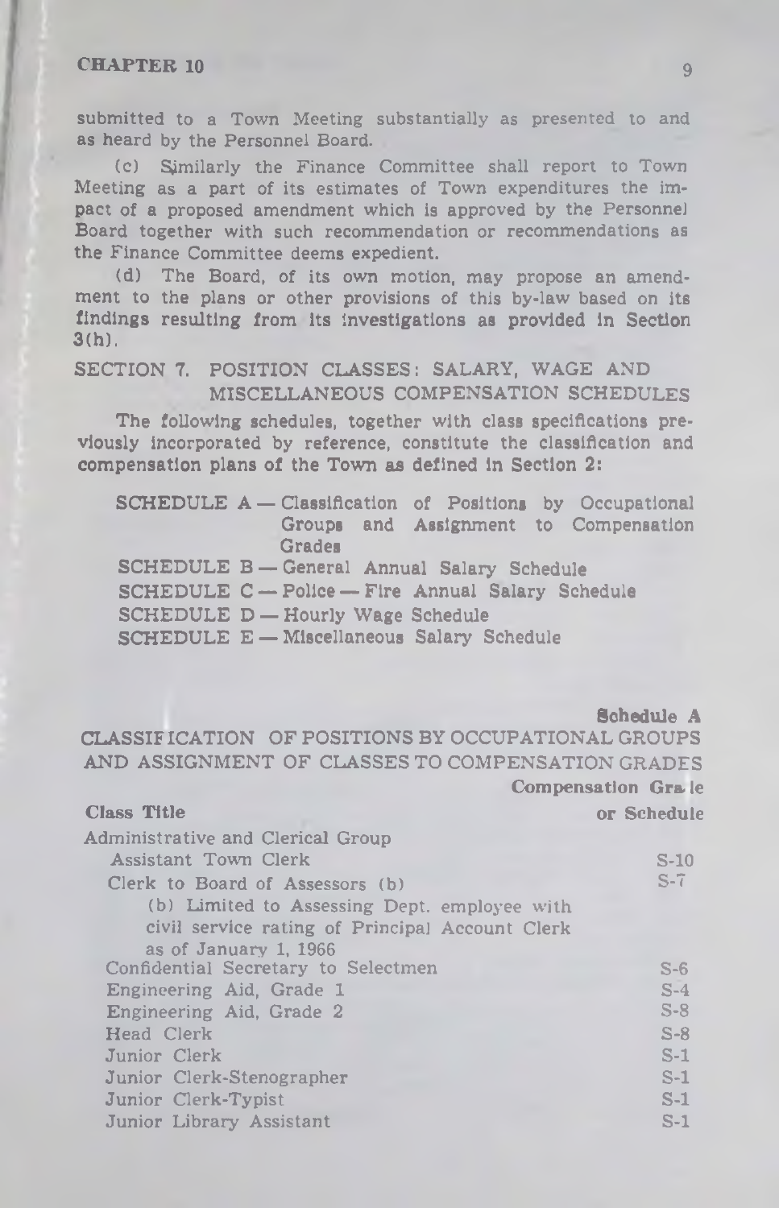submitted to a Town Meeting substantially as presented to and as heard by the Personnel Board.

(c) Similarly the Finance Committee shall report to Town Meeting as a part of its estimates of Town expenditures the impact of a proposed amendment which is approved by the Personnel Board together with such recommendation or recommendations as the Finance Committee deems expedient.

(d) The Board, of its own motion, may propose an amendment to the plans or other provisions of this by-law based on its findings resulting from its investigations as provided in Section 3(h).

## SECTION 7. POSITION CLASSES: SALARY, WAGE AND MISCELLANEOUS COMPENSATION SCHEDULES

The following schedules, together with class specifications previously incorporated by reference, constitute the classification and compensation plans of the Town as defined in Section 2:

SCHEDULE A — Classification of Positions by Occupational Groups and Assignment to Compensation Grades

SCHEDULE B — General Annual Salary Schedule

SCHEDULE C — Police — Fire Annual Salary Schedule

SCHEDULE D — Hourly Wage Schedule

SCHEDULE E — Miscellaneous Salary Schedule

**Schedule A**

## CLASSIFICATION OF POSITIONS BY OCCUPATIONAL GROUPS AND ASSIGNMENT OF CLASSES TO COMPENSATION GRADES

| Class Title | Compensation Grade or Schedule |
|---|---|
| Administrative and Clerical Group | |
| Assistant Town Clerk | S-10 |
| Clerk to Board of Assessors (b) | S-7 |
| (b) Limited to Assessing Dept. employee with civil service rating of Principal Account Clerk as of January 1, 1966 | |
| Confidential Secretary to Selectmen | S-6 |
| Engineering Aid, Grade 1 | S-4 |
| Engineering Aid, Grade 2 | S-8 |
| Head Clerk | S-8 |
| Junior Clerk | S-1 |
| Junior Clerk-Stenographer | S-1 |
| Junior Clerk-Typist | S-1 |
| Junior Library Assistant | S-1 |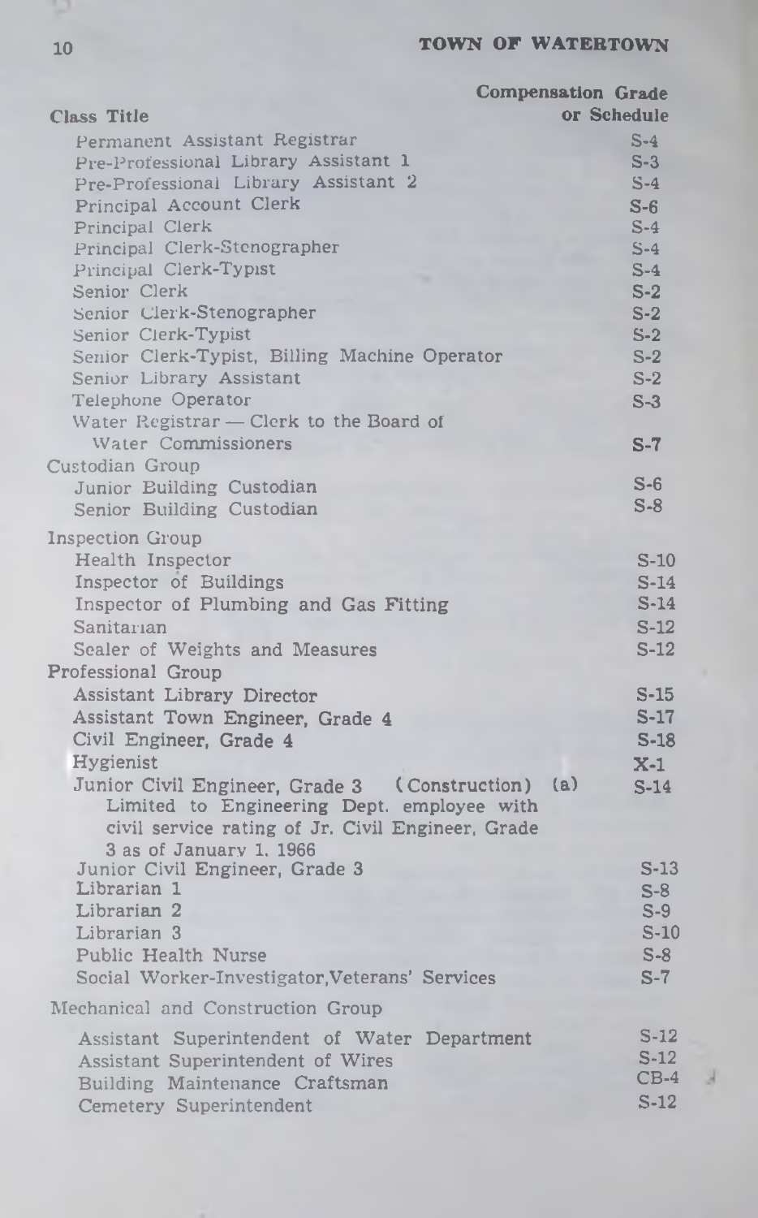| Class Title | Compensation Grade or Schedule |
|---|---|
| Permanent Assistant Registrar | S-4 |
| Pre-Professional Library Assistant 1 | S-3 |
| Pre-Professional Library Assistant 2 | S-4 |
| Principal Account Clerk | S-6 |
| Principal Clerk | S-4 |
| Principal Clerk-Stenographer | S-4 |
| Principal Clerk-Typist | S-4 |
| Senior Clerk | S-2 |
| Senior Clerk-Stenographer | S-2 |
| Senior Clerk-Typist | S-2 |
| Senior Clerk-Typist, Billing Machine Operator | S-2 |
| Senior Library Assistant | S-2 |
| Telephone Operator | S-3 |
| Water Registrar — Clerk to the Board of Water Commissioners | S-7 |
| **Custodian Group** | |
| Junior Building Custodian | S-6 |
| Senior Building Custodian | S-8 |
| **Inspection Group** | |
| Health Inspector | S-10 |
| Inspector of Buildings | S-14 |
| Inspector of Plumbing and Gas Fitting | S-14 |
| Sanitarian | S-12 |
| Sealer of Weights and Measures | S-12 |
| **Professional Group** | |
| Assistant Library Director | S-15 |
| Assistant Town Engineer, Grade 4 | S-17 |
| Civil Engineer, Grade 4 | S-18 |
| Hygienist | X-1 |
| Junior Civil Engineer, Grade 3 (Construction) (a) Limited to Engineering Dept. employee with civil service rating of Jr. Civil Engineer, Grade 3 as of January 1, 1966 | S-14 |
| Junior Civil Engineer, Grade 3 | S-13 |
| Librarian 1 | S-8 |
| Librarian 2 | S-9 |
| Librarian 3 | S-10 |
| Public Health Nurse | S-8 |
| Social Worker-Investigator, Veterans' Services | S-7 |
| **Mechanical and Construction Group** | |
| Assistant Superintendent of Water Department | S-12 |
| Assistant Superintendent of Wires | S-12 |
| Building Maintenance Craftsman | CB-4 |
| Cemetery Superintendent | S-12 |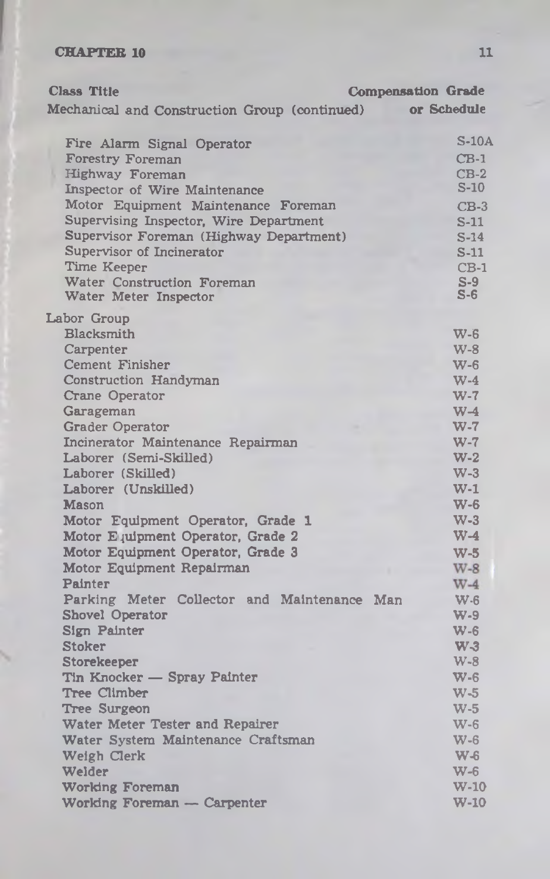| Class Title | Compensation Grade or Schedule |
|---|---|
| **Mechanical and Construction Group (continued)** | |
| Fire Alarm Signal Operator | S-10A |
| Forestry Foreman | CB-1 |
| Highway Foreman | CB-2 |
| Inspector of Wire Maintenance | S-10 |
| Motor Equipment Maintenance Foreman | CB-3 |
| Supervising Inspector, Wire Department | S-11 |
| Supervisor Foreman (Highway Department) | S-14 |
| Supervisor of Incinerator | S-11 |
| Time Keeper | CB-1 |
| Water Construction Foreman | S-9 |
| Water Meter Inspector | S-6 |
| **Labor Group** | |
| Blacksmith | W-6 |
| Carpenter | W-8 |
| Cement Finisher | W-6 |
| Construction Handyman | W-4 |
| Crane Operator | W-7 |
| Garageman | W-4 |
| Grader Operator | W-7 |
| Incinerator Maintenance Repairman | W-7 |
| Laborer (Semi-Skilled) | W-2 |
| Laborer (Skilled) | W-3 |
| Laborer (Unskilled) | W-1 |
| Mason | W-6 |
| Motor Equipment Operator, Grade 1 | W-3 |
| Motor Equipment Operator, Grade 2 | W-4 |
| Motor Equipment Operator, Grade 3 | W-5 |
| Motor Equipment Repairman | W-8 |
| Painter | W-4 |
| Parking Meter Collector and Maintenance Man | W-6 |
| Shovel Operator | W-9 |
| Sign Painter | W-6 |
| Stoker | W-3 |
| Storekeeper | W-8 |
| Tin Knocker — Spray Painter | W-6 |
| Tree Climber | W-5 |
| Tree Surgeon | W-5 |
| Water Meter Tester and Repairer | W-6 |
| Water System Maintenance Craftsman | W-6 |
| Weigh Clerk | W-6 |
| Welder | W-6 |
| Working Foreman | W-10 |
| Working Foreman — Carpenter | W-10 |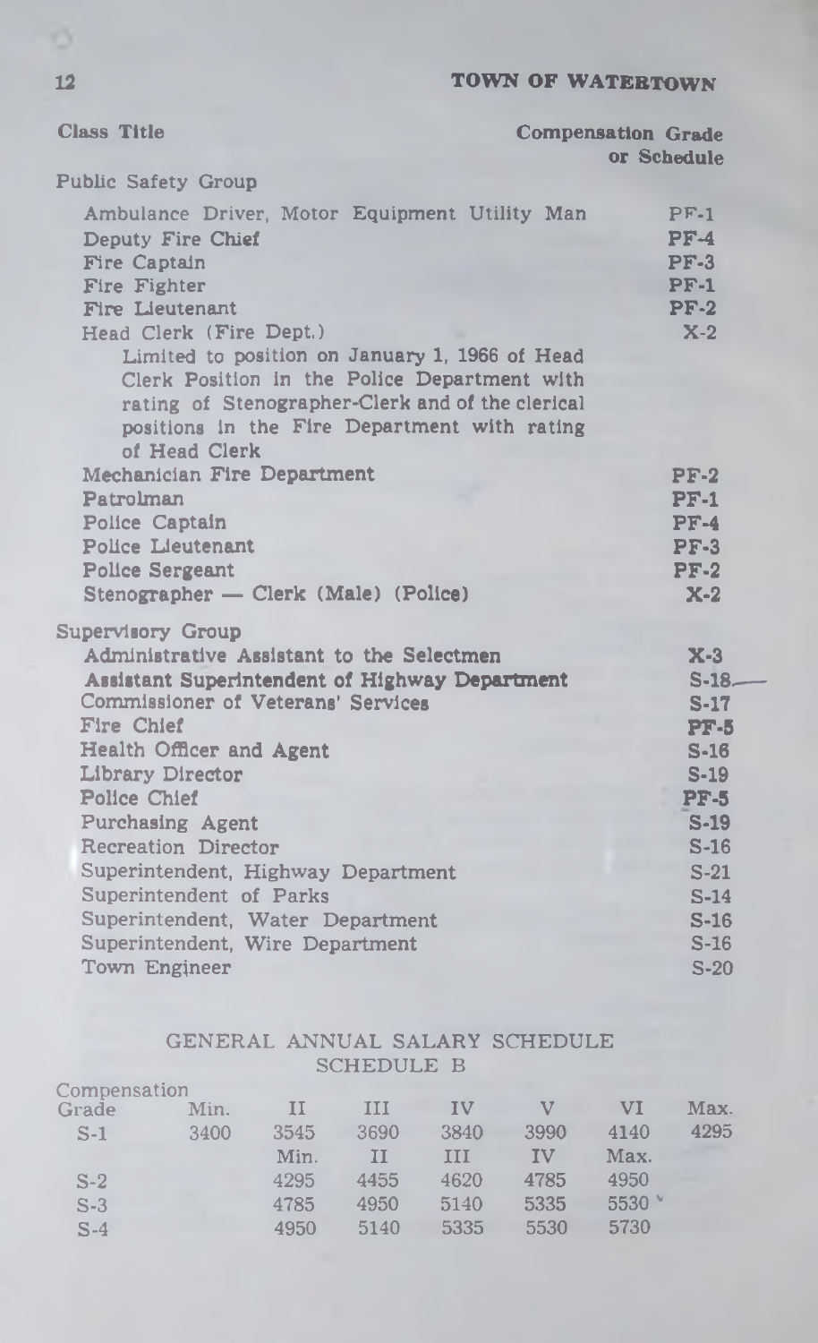| Class Title | Compensation Grade or Schedule |
|---|---|
| **Public Safety Group** | |
| Ambulance Driver, Motor Equipment Utility Man | PF-1 |
| Deputy Fire Chief | PF-4 |
| Fire Captain | PF-3 |
| Fire Fighter | PF-1 |
| Fire Lieutenant | PF-2 |
| Head Clerk (Fire Dept.) Limited to position on January 1, 1966 of Head Clerk Position in the Police Department with rating of Stenographer-Clerk and of the clerical positions in the Fire Department with rating of Head Clerk | X-2 |
| Mechanician Fire Department | PF-2 |
| Patrolman | PF-1 |
| Police Captain | PF-4 |
| Police Lieutenant | PF-3 |
| Police Sergeant | PF-2 |
| Stenographer — Clerk (Male) (Police) | X-2 |
| **Supervisory Group** | |
| Administrative Assistant to the Selectmen | X-3 |
| Assistant Superintendent of Highway Department | S-18 |
| Commissioner of Veterans' Services | S-17 |
| Fire Chief | PF-5 |
| Health Officer and Agent | S-16 |
| Library Director | S-19 |
| Police Chief | PF-5 |
| Purchasing Agent | S-19 |
| Recreation Director | S-16 |
| Superintendent, Highway Department | S-21 |
| Superintendent of Parks | S-14 |
| Superintendent, Water Department | S-16 |
| Superintendent, Wire Department | S-16 |
| Town Engineer | S-20 |

## GENERAL ANNUAL SALARY SCHEDULE

### SCHEDULE B

| Compensation Grade | Min. | II | III | IV | V | VI | Max. |
|---|---|---|---|---|---|---|---|
| S-1 | 3400 | 3545 | 3690 | 3840 | 3990 | 4140 | 4295 |
| | | Min. | II | III | IV | Max. | |
| S-2 | | 4295 | 4455 | 4620 | 4785 | 4950 | |
| S-3 | | 4785 | 4950 | 5140 | 5335 | 5530 | |
| S-4 | | 4950 | 5140 | 5335 | 5530 | 5730 | |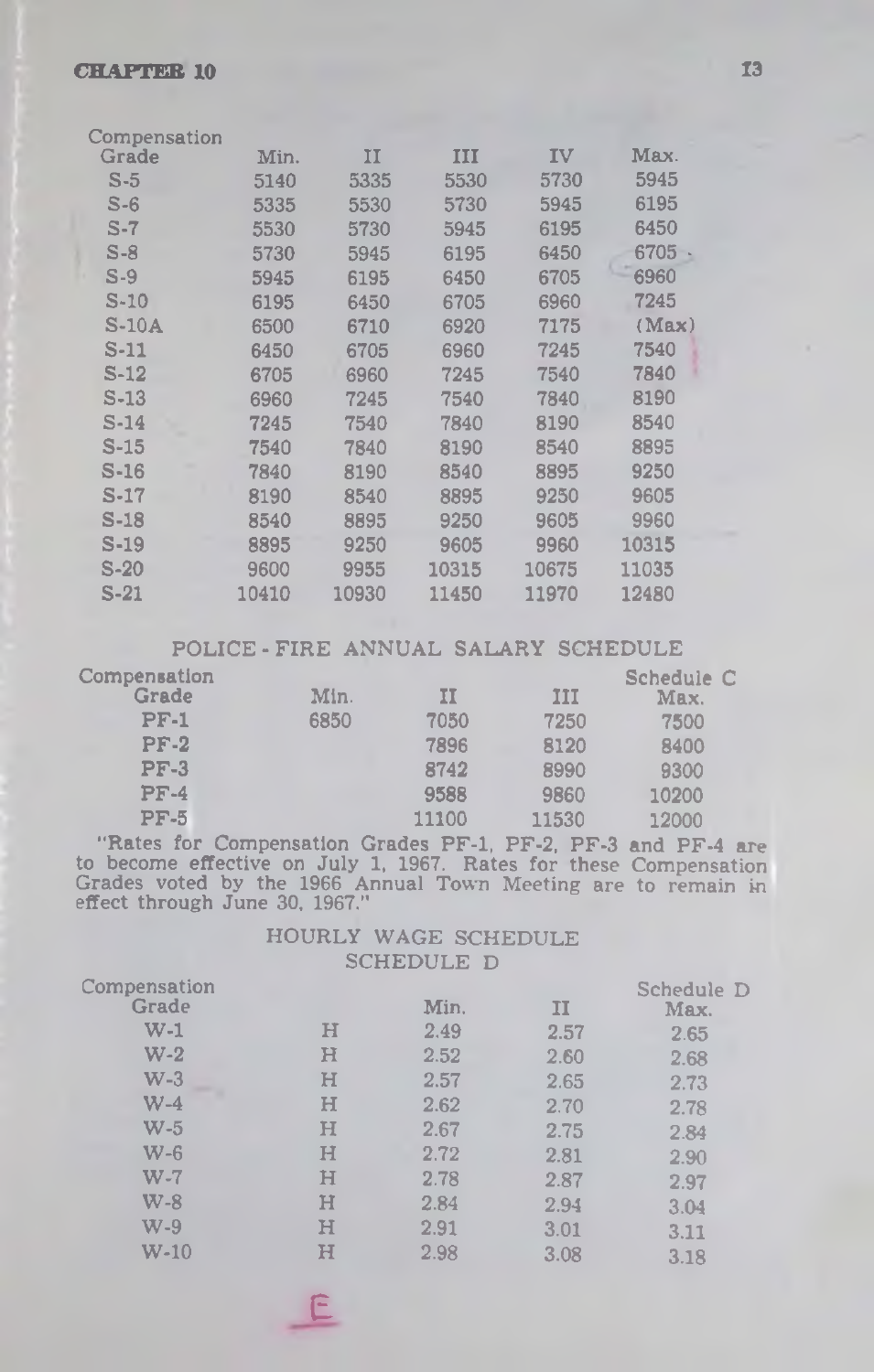| Compensation Grade | Min. | II | III | IV | Max. |
|---|---|---|---|---|---|
| S-5 | 5140 | 5335 | 5530 | 5730 | 5945 |
| S-6 | 5335 | 5530 | 5730 | 5945 | 6195 |
| S-7 | 5530 | 5730 | 5945 | 6195 | 6450 |
| S-8 | 5730 | 5945 | 6195 | 6450 | 6705 |
| S-9 | 5945 | 6195 | 6450 | 6705 | 6960 |
| S-10 | 6195 | 6450 | 6705 | 6960 | 7245 |
| S-10A | 6500 | 6710 | 6920 | 7175 | (Max) |
| S-11 | 6450 | 6705 | 6960 | 7245 | 7540 |
| S-12 | 6705 | 6960 | 7245 | 7540 | 7840 |
| S-13 | 6960 | 7245 | 7540 | 7840 | 8190 |
| S-14 | 7245 | 7540 | 7840 | 8190 | 8540 |
| S-15 | 7540 | 7840 | 8190 | 8540 | 8895 |
| S-16 | 7840 | 8190 | 8540 | 8895 | 9250 |
| S-17 | 8190 | 8540 | 8895 | 9250 | 9605 |
| S-18 | 8540 | 8895 | 9250 | 9605 | 9960 |
| S-19 | 8895 | 9250 | 9605 | 9960 | 10315 |
| S-20 | 9600 | 9955 | 10315 | 10675 | 11035 |
| S-21 | 10410 | 10930 | 11450 | 11970 | 12480 |

## POLICE - FIRE ANNUAL SALARY SCHEDULE

| Compensation Grade | Min. | II | III | Schedule C Max. |
|---|---|---|---|---|
| PF-1 | 6850 | 7050 | 7250 | 7500 |
| PF-2 | | 7896 | 8120 | 8400 |
| PF-3 | | 8742 | 8990 | 9300 |
| PF-4 | | 9588 | 9860 | 10200 |
| PF-5 | | 11100 | 11530 | 12000 |

"Rates for Compensation Grades PF-1, PF-2, PF-3 and PF-4 are to become effective on July 1, 1967. Rates for these Compensation Grades voted by the 1966 Annual Town Meeting are to remain in effect through June 30, 1967."

## HOURLY WAGE SCHEDULE
## SCHEDULE D

| Compensation Grade | | Min. | II | Schedule D Max. |
|---|---|---|---|---|
| W-1 | H | 2.49 | 2.57 | 2.65 |
| W-2 | H | 2.52 | 2.60 | 2.68 |
| W-3 | H | 2.57 | 2.65 | 2.73 |
| W-4 | H | 2.62 | 2.70 | 2.78 |
| W-5 | H | 2.67 | 2.75 | 2.84 |
| W-6 | H | 2.72 | 2.81 | 2.90 |
| W-7 | H | 2.78 | 2.87 | 2.97 |
| W-8 | H | 2.84 | 2.94 | 3.04 |
| W-9 | H | 2.91 | 3.01 | 3.11 |
| W-10 | H | 2.98 | 3.08 | 3.18 |

E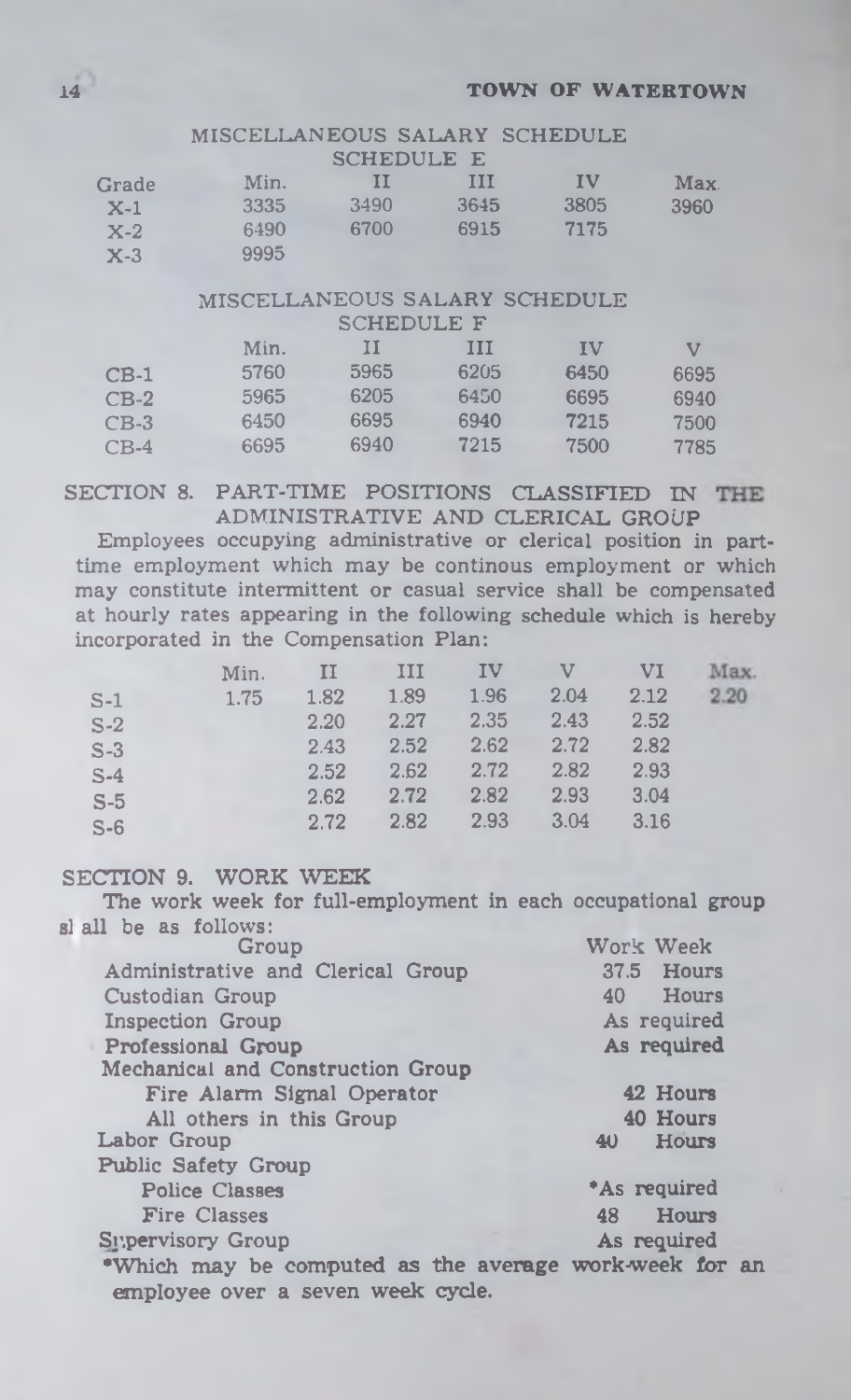## MISCELLANEOUS SALARY SCHEDULE

### SCHEDULE E

| Grade | Min. | II | III | IV | Max. |
|---|---|---|---|---|---|
| X-1 | 3335 | 3490 | 3645 | 3805 | 3960 |
| X-2 | 6490 | 6700 | 6915 | 7175 | |
| X-3 | 9995 | | | | |

## MISCELLANEOUS SALARY SCHEDULE

### SCHEDULE F

| | Min. | II | III | IV | V |
|---|---|---|---|---|---|
| CB-1 | 5760 | 5965 | 6205 | 6450 | 6695 |
| CB-2 | 5965 | 6205 | 6450 | 6695 | 6940 |
| CB-3 | 6450 | 6695 | 6940 | 7215 | 7500 |
| CB-4 | 6695 | 6940 | 7215 | 7500 | 7785 |

## SECTION 8. PART-TIME POSITIONS CLASSIFIED IN THE ADMINISTRATIVE AND CLERICAL GROUP

Employees occupying administrative or clerical position in part-time employment which may be continous employment or which may constitute intermittent or casual service shall be compensated at hourly rates appearing in the following schedule which is hereby incorporated in the Compensation Plan:

| | Min. | II | III | IV | V | VI | Max. |
|---|---|---|---|---|---|---|---|
| S-1 | 1.75 | 1.82 | 1.89 | 1.96 | 2.04 | 2.12 | 2.20 |
| S-2 | | 2.20 | 2.27 | 2.35 | 2.43 | 2.52 | |
| S-3 | | 2.43 | 2.52 | 2.62 | 2.72 | 2.82 | |
| S-4 | | 2.52 | 2.62 | 2.72 | 2.82 | 2.93 | |
| S-5 | | 2.62 | 2.72 | 2.82 | 2.93 | 3.04 | |
| S-6 | | 2.72 | 2.82 | 2.93 | 3.04 | 3.16 | |

## SECTION 9. WORK WEEK

The work week for full-employment in each occupational group shall be as follows:

| Group | Work Week |
|---|---|
| Administrative and Clerical Group | 37.5 Hours |
| Custodian Group | 40 Hours |
| Inspection Group | As required |
| Professional Group | As required |
| Mechanical and Construction Group | |
| Fire Alarm Signal Operator | 42 Hours |
| All others in this Group | 40 Hours |
| Labor Group | 40 Hours |
| Public Safety Group | |
| Police Classes | *As required |
| Fire Classes | 48 Hours |
| Supervisory Group | As required |

*Which may be computed as the average work-week for an employee over a seven week cycle.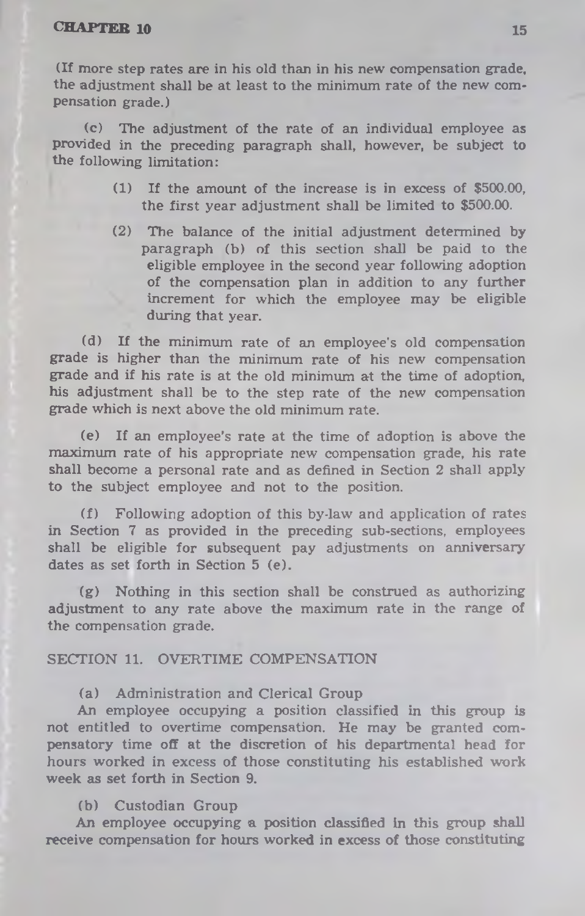(If more step rates are in his old than in his new compensation grade, the adjustment shall be at least to the minimum rate of the new compensation grade.)

(c) The adjustment of the rate of an individual employee as provided in the preceding paragraph shall, however, be subject to the following limitation:

(1) If the amount of the increase is in excess of $500.00, the first year adjustment shall be limited to $500.00.

(2) The balance of the initial adjustment determined by paragraph (b) of this section shall be paid to the eligible employee in the second year following adoption of the compensation plan in addition to any further increment for which the employee may be eligible during that year.

(d) If the minimum rate of an employee's old compensation grade is higher than the minimum rate of his new compensation grade and if his rate is at the old minimum at the time of adoption, his adjustment shall be to the step rate of the new compensation grade which is next above the old minimum rate.

(e) If an employee's rate at the time of adoption is above the maximum rate of his appropriate new compensation grade, his rate shall become a personal rate and as defined in Section 2 shall apply to the subject employee and not to the position.

(f) Following adoption of this by-law and application of rates in Section 7 as provided in the preceding sub-sections, employees shall be eligible for subsequent pay adjustments on anniversary dates as set forth in Section 5 (e).

(g) Nothing in this section shall be construed as authorizing adjustment to any rate above the maximum rate in the range of the compensation grade.

## SECTION 11. OVERTIME COMPENSATION

(a) Administration and Clerical Group

An employee occupying a position classified in this group is not entitled to overtime compensation. He may be granted compensatory time off at the discretion of his departmental head for hours worked in excess of those constituting his established work week as set forth in Section 9.

(b) Custodian Group

An employee occupying a position classified in this group shall receive compensation for hours worked in excess of those constituting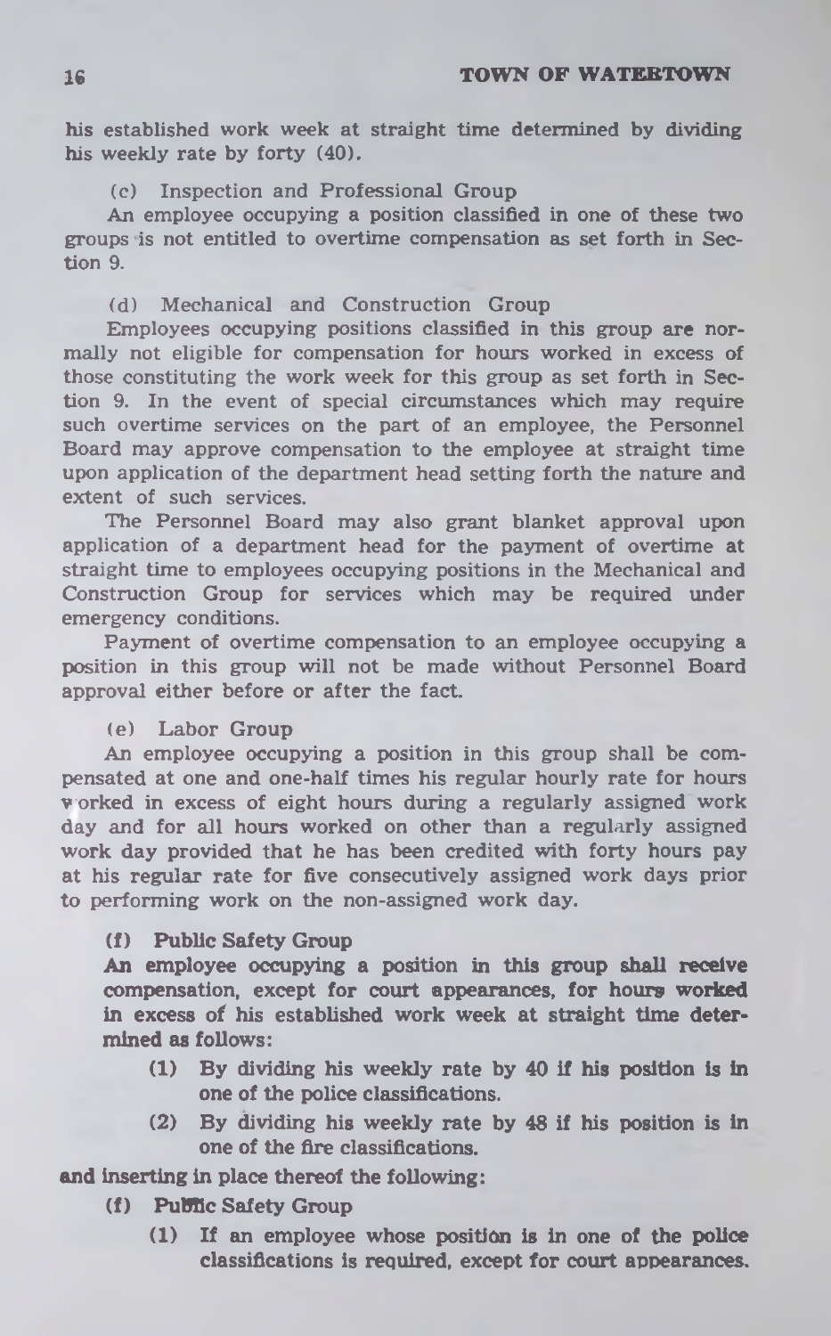his established work week at straight time determined by dividing his weekly rate by forty (40).

(c) Inspection and Professional Group

An employee occupying a position classified in one of these two groups is not entitled to overtime compensation as set forth in Section 9.

(d) Mechanical and Construction Group

Employees occupying positions classified in this group are normally not eligible for compensation for hours worked in excess of those constituting the work week for this group as set forth in Section 9. In the event of special circumstances which may require such overtime services on the part of an employee, the Personnel Board may approve compensation to the employee at straight time upon application of the department head setting forth the nature and extent of such services.

The Personnel Board may also grant blanket approval upon application of a department head for the payment of overtime at straight time to employees occupying positions in the Mechanical and Construction Group for services which may be required under emergency conditions.

Payment of overtime compensation to an employee occupying a position in this group will not be made without Personnel Board approval either before or after the fact.

(e) Labor Group

An employee occupying a position in this group shall be compensated at one and one-half times his regular hourly rate for hours worked in excess of eight hours during a regularly assigned work day and for all hours worked on other than a regularly assigned work day provided that he has been credited with forty hours pay at his regular rate for five consecutively assigned work days prior to performing work on the non-assigned work day.

**(f) Public Safety Group**

**An employee occupying a position in this group shall receive compensation, except for court appearances, for hours worked in excess of his established work week at straight time determined as follows:**

**(1) By dividing his weekly rate by 40 if his position is in one of the police classifications.**

**(2) By dividing his weekly rate by 48 if his position is in one of the fire classifications.**

**and inserting in place thereof the following:**

**(f) Public Safety Group**

**(1) If an employee whose position is in one of the police classifications is required, except for court appearances.**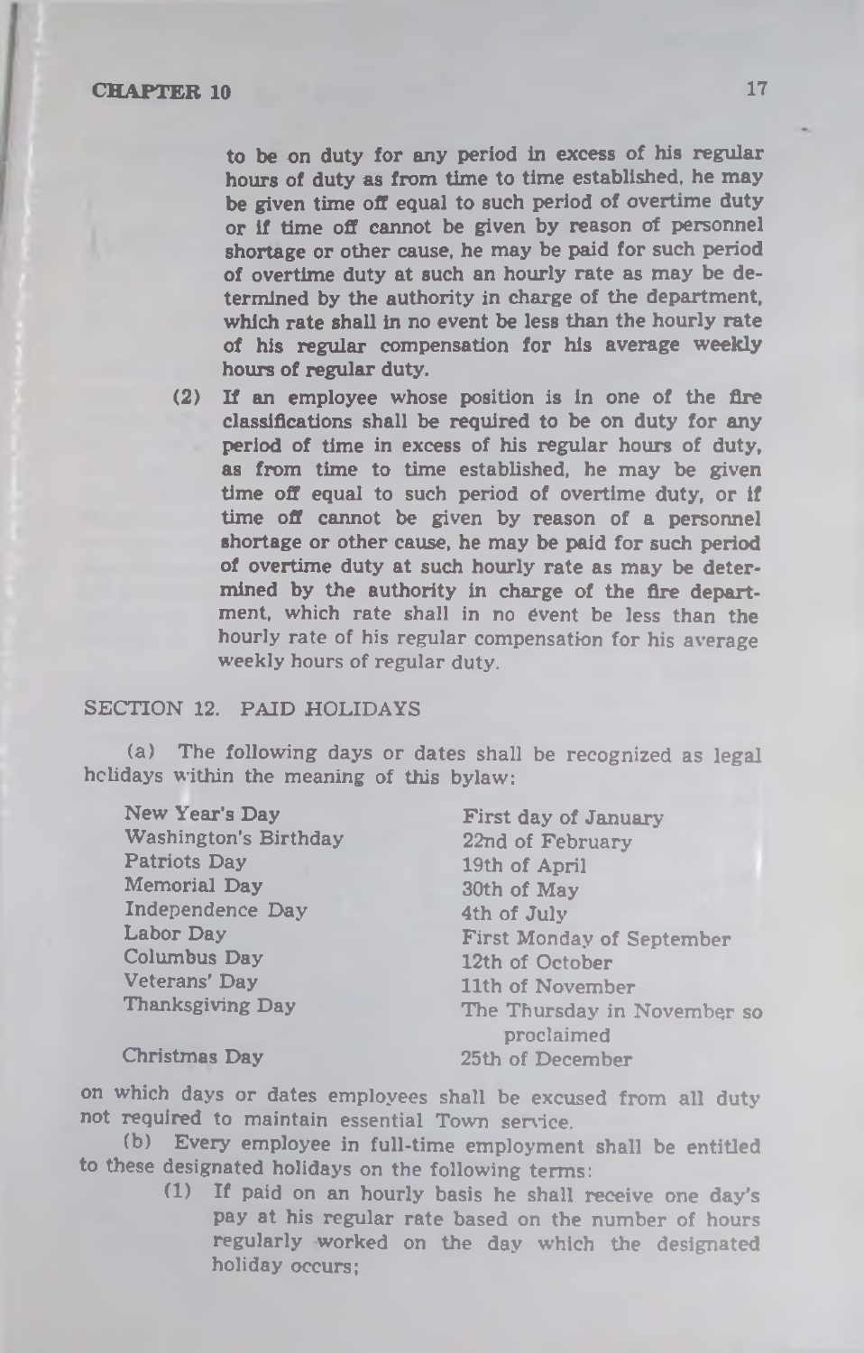to be on duty for any period in excess of his regular hours of duty as from time to time established, he may be given time off equal to such period of overtime duty or if time off cannot be given by reason of personnel shortage or other cause, he may be paid for such period of overtime duty at such an hourly rate as may be determined by the authority in charge of the department, which rate shall in no event be less than the hourly rate of his regular compensation for his average weekly hours of regular duty.

(2) If an employee whose position is in one of the fire classifications shall be required to be on duty for any period of time in excess of his regular hours of duty, as from time to time established, he may be given time off equal to such period of overtime duty, or if time off cannot be given by reason of a personnel shortage or other cause, he may be paid for such period of overtime duty at such hourly rate as may be determined by the authority in charge of the fire department, which rate shall in no event be less than the hourly rate of his regular compensation for his average weekly hours of regular duty.

## SECTION 12. PAID HOLIDAYS

(a) The following days or dates shall be recognized as legal holidays within the meaning of this bylaw:

| | |
|---|---|
| New Year's Day | First day of January |
| Washington's Birthday | 22nd of February |
| Patriots Day | 19th of April |
| Memorial Day | 30th of May |
| Independence Day | 4th of July |
| Labor Day | First Monday of September |
| Columbus Day | 12th of October |
| Veterans' Day | 11th of November |
| Thanksgiving Day | The Thursday in November so proclaimed |
| Christmas Day | 25th of December |

on which days or dates employees shall be excused from all duty not required to maintain essential Town service.

(b) Every employee in full-time employment shall be entitled to these designated holidays on the following terms:

(1) If paid on an hourly basis he shall receive one day's pay at his regular rate based on the number of hours regularly worked on the day which the designated holiday occurs;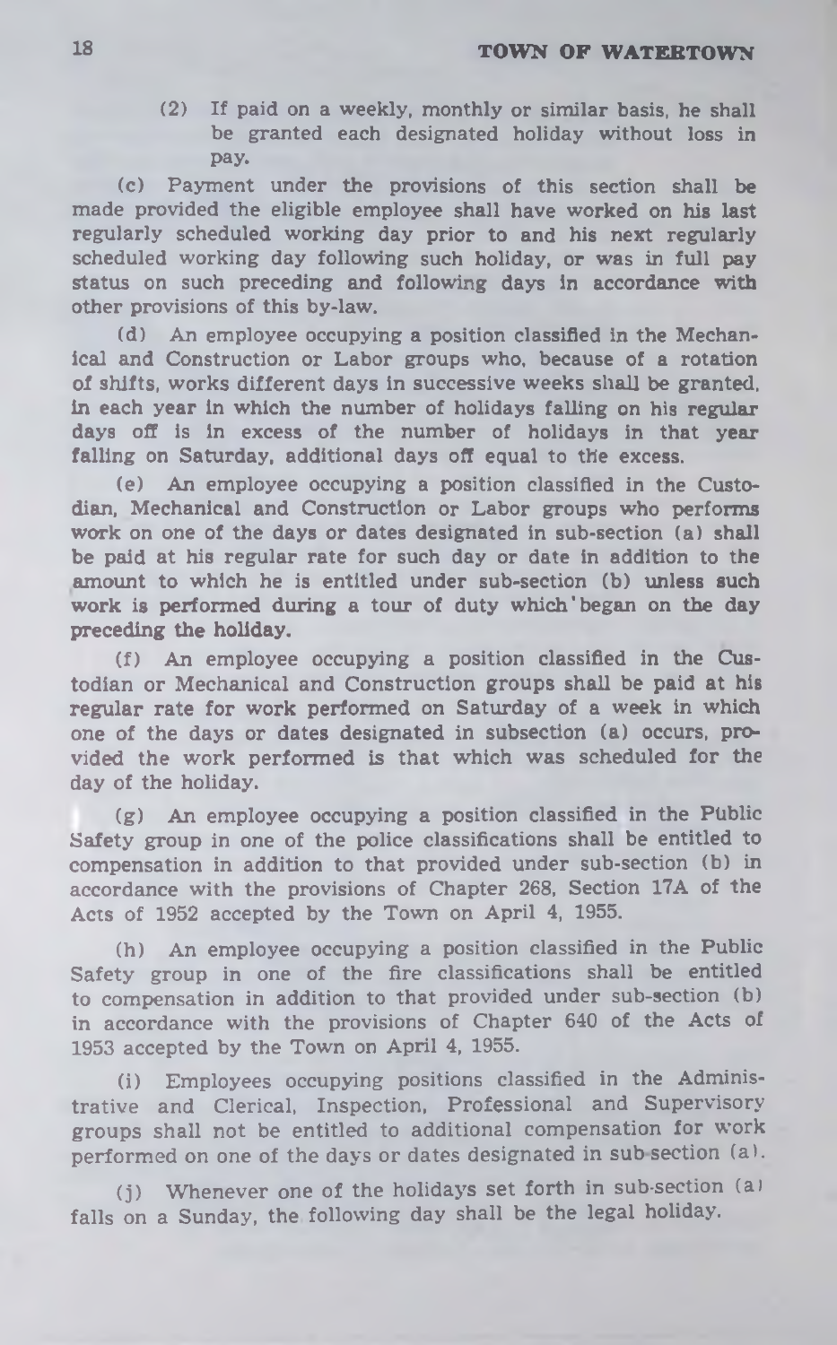(2) If paid on a weekly, monthly or similar basis, he shall be granted each designated holiday without loss in pay.

(c) Payment under the provisions of this section shall be made provided the eligible employee shall have worked on his last regularly scheduled working day prior to and his next regularly scheduled working day following such holiday, or was in full pay status on such preceding and following days in accordance with other provisions of this by-law.

(d) An employee occupying a position classified in the Mechanical and Construction or Labor groups who, because of a rotation of shifts, works different days in successive weeks shall be granted, in each year in which the number of holidays falling on his regular days off is in excess of the number of holidays in that year falling on Saturday, additional days off equal to the excess.

(e) An employee occupying a position classified in the Custodian, Mechanical and Construction or Labor groups who performs work on one of the days or dates designated in sub-section (a) shall be paid at his regular rate for such day or date in addition to the amount to which he is entitled under sub-section (b) unless such work is performed during a tour of duty which began on the day preceding the holiday.

(f) An employee occupying a position classified in the Custodian or Mechanical and Construction groups shall be paid at his regular rate for work performed on Saturday of a week in which one of the days or dates designated in subsection (a) occurs, provided the work performed is that which was scheduled for the day of the holiday.

(g) An employee occupying a position classified in the Public Safety group in one of the police classifications shall be entitled to compensation in addition to that provided under sub-section (b) in accordance with the provisions of Chapter 268, Section 17A of the Acts of 1952 accepted by the Town on April 4, 1955.

(h) An employee occupying a position classified in the Public Safety group in one of the fire classifications shall be entitled to compensation in addition to that provided under sub-section (b) in accordance with the provisions of Chapter 640 of the Acts of 1953 accepted by the Town on April 4, 1955.

(i) Employees occupying positions classified in the Administrative and Clerical, Inspection, Professional and Supervisory groups shall not be entitled to additional compensation for work performed on one of the days or dates designated in sub-section (a).

(j) Whenever one of the holidays set forth in sub-section (a) falls on a Sunday, the following day shall be the legal holiday.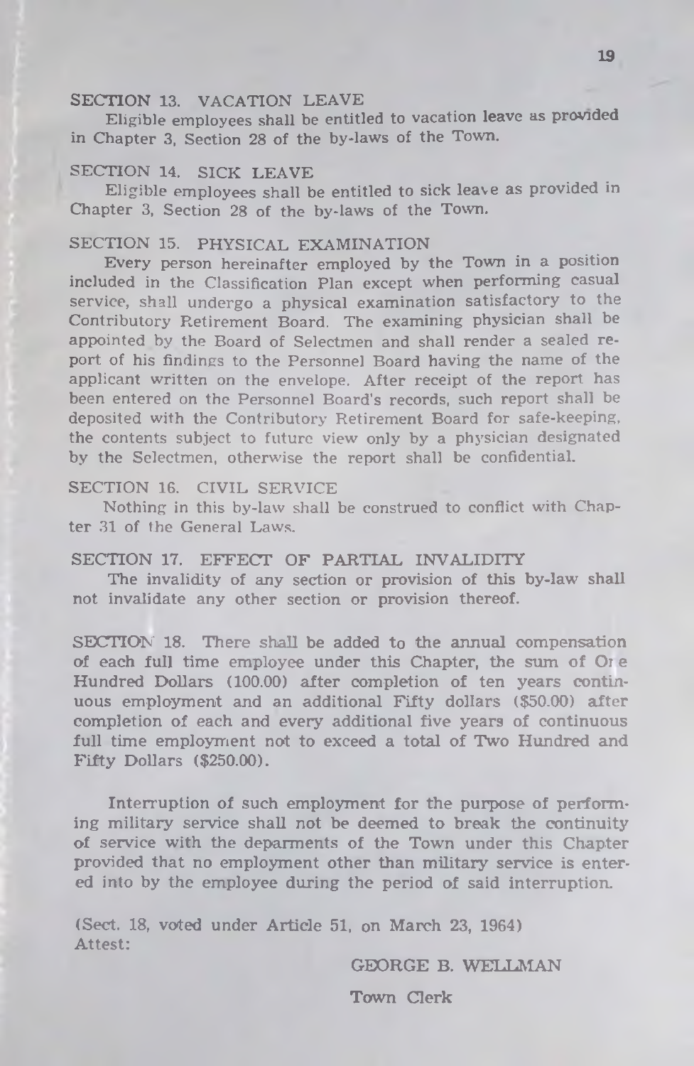SECTION 13. VACATION LEAVE

Eligible employees shall be entitled to vacation leave as provided in Chapter 3, Section 28 of the by-laws of the Town.

SECTION 14. SICK LEAVE

Eligible employees shall be entitled to sick leave as provided in Chapter 3, Section 28 of the by-laws of the Town.

SECTION 15. PHYSICAL EXAMINATION

Every person hereinafter employed by the Town in a position included in the Classification Plan except when performing casual service, shall undergo a physical examination satisfactory to the Contributory Retirement Board. The examining physician shall be appointed by the Board of Selectmen and shall render a sealed report of his findings to the Personnel Board having the name of the applicant written on the envelope. After receipt of the report has been entered on the Personnel Board's records, such report shall be deposited with the Contributory Retirement Board for safe-keeping, the contents subject to future view only by a physician designated by the Selectmen, otherwise the report shall be confidential.

SECTION 16. CIVIL SERVICE

Nothing in this by-law shall be construed to conflict with Chapter 31 of the General Laws.

SECTION 17. EFFECT OF PARTIAL INVALIDITY

The invalidity of any section or provision of this by-law shall not invalidate any other section or provision thereof.

SECTION 18. There shall be added to the annual compensation of each full time employee under this Chapter, the sum of One Hundred Dollars (100.00) after completion of ten years continuous employment and an additional Fifty dollars ($50.00) after completion of each and every additional five years of continuous full time employment not to exceed a total of Two Hundred and Fifty Dollars ($250.00).

Interruption of such employment for the purpose of performing military service shall not be deemed to break the continuity of service with the deparments of the Town under this Chapter provided that no employment other than military service is entered into by the employee during the period of said interruption.

(Sect. 18, voted under Article 51, on March 23, 1964)
Attest:

GEORGE B. WELLMAN

Town Clerk